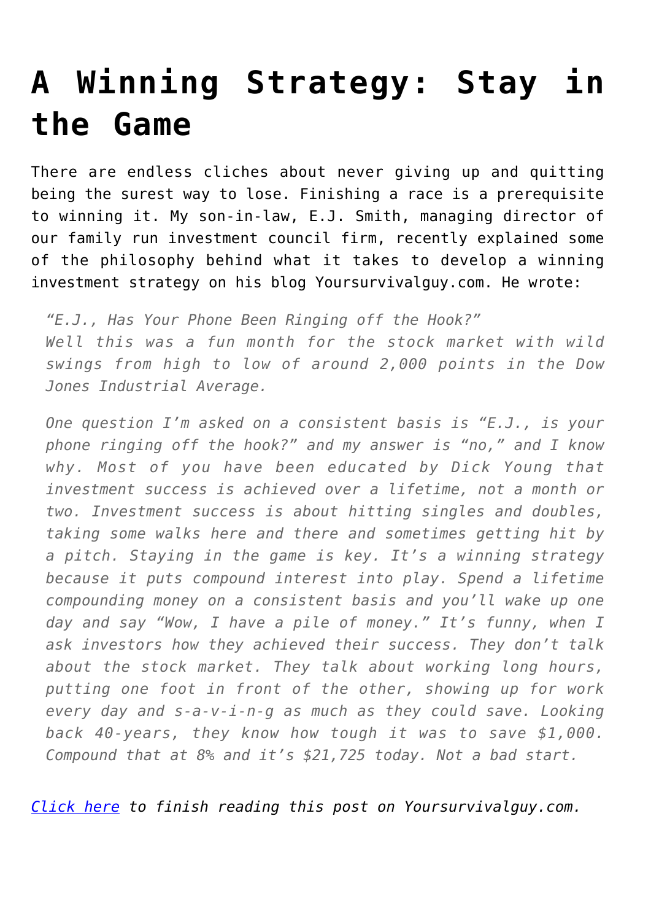# A Winning Strategy: Stay in the Game

There are endless cliches about never giving up and quitting being the surest way to lose. Finishing a race is a prerequisite to winning it. My son-in-law, E.J. Smith, managing director of our family run investment council firm, recently explained some of the philosophy behind what it takes to develop a winning investment strategy on his blog Yoursurvivalguy.com. He wrote:

> *"E.J., Has Your Phone Been Ringing off the Hook?"*
> *Well this was a fun month for the stock market with wild swings from high to low of around 2,000 points in the Dow Jones Industrial Average.*
>
> *One question I'm asked on a consistent basis is "E.J., is your phone ringing off the hook?" and my answer is "no," and I know why. Most of you have been educated by Dick Young that investment success is achieved over a lifetime, not a month or two. Investment success is about hitting singles and doubles, taking some walks here and there and sometimes getting hit by a pitch. Staying in the game is key. It's a winning strategy because it puts compound interest into play. Spend a lifetime compounding money on a consistent basis and you'll wake up one day and say "Wow, I have a pile of money." It's funny, when I ask investors how they achieved their success. They don't talk about the stock market. They talk about working long hours, putting one foot in front of the other, showing up for work every day and s-a-v-i-n-g as much as they could save. Looking back 40-years, they know how tough it was to save $1,000. Compound that at 8% and it's $21,725 today. Not a bad start.*

*Click here to finish reading this post on Yoursurvivalguy.com.*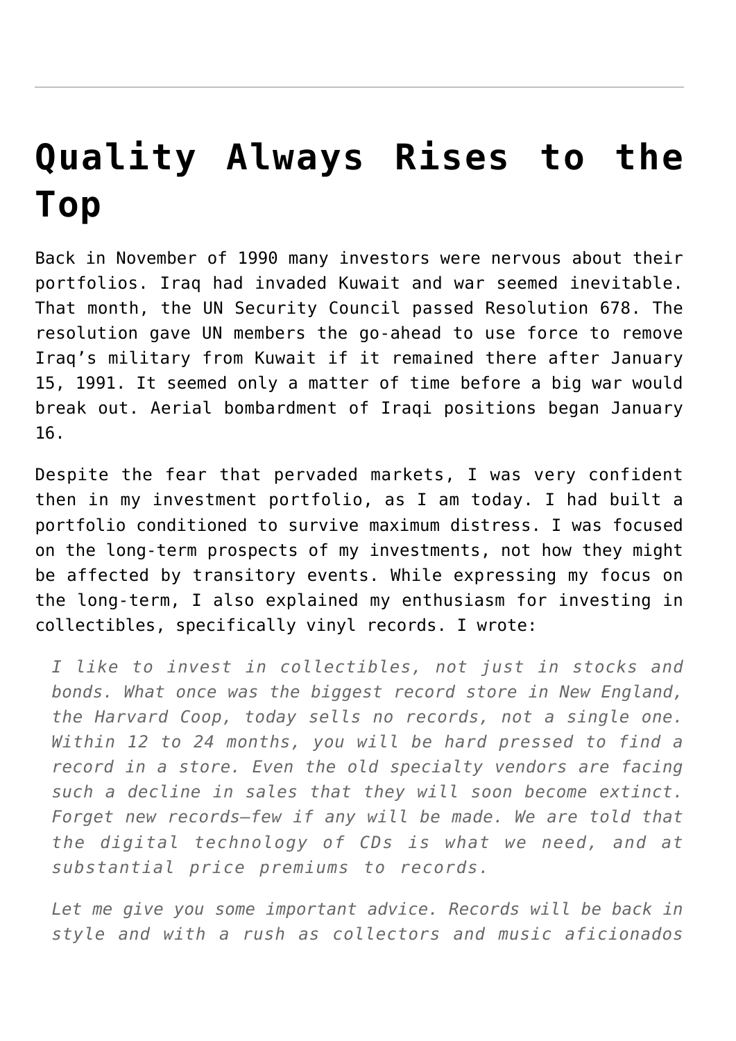# Quality Always Rises to the Top

Back in November of 1990 many investors were nervous about their portfolios. Iraq had invaded Kuwait and war seemed inevitable. That month, the UN Security Council passed Resolution 678. The resolution gave UN members the go-ahead to use force to remove Iraq's military from Kuwait if it remained there after January 15, 1991. It seemed only a matter of time before a big war would break out. Aerial bombardment of Iraqi positions began January 16.

Despite the fear that pervaded markets, I was very confident then in my investment portfolio, as I am today. I had built a portfolio conditioned to survive maximum distress. I was focused on the long-term prospects of my investments, not how they might be affected by transitory events. While expressing my focus on the long-term, I also explained my enthusiasm for investing in collectibles, specifically vinyl records. I wrote:

> *I like to invest in collectibles, not just in stocks and bonds. What once was the biggest record store in New England, the Harvard Coop, today sells no records, not a single one. Within 12 to 24 months, you will be hard pressed to find a record in a store. Even the old specialty vendors are facing such a decline in sales that they will soon become extinct. Forget new records—few if any will be made. We are told that the digital technology of CDs is what we need, and at substantial price premiums to records.*
>
> *Let me give you some important advice. Records will be back in style and with a rush as collectors and music aficionados*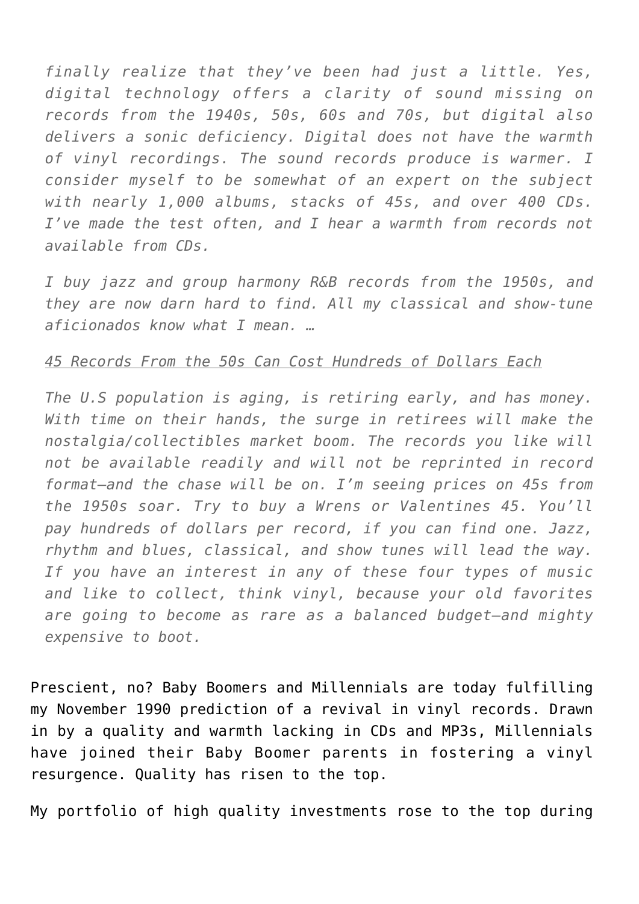*finally realize that they've been had just a little. Yes, digital technology offers a clarity of sound missing on records from the 1940s, 50s, 60s and 70s, but digital also delivers a sonic deficiency. Digital does not have the warmth of vinyl recordings. The sound records produce is warmer. I consider myself to be somewhat of an expert on the subject with nearly 1,000 albums, stacks of 45s, and over 400 CDs. I've made the test often, and I hear a warmth from records not available from CDs.*

*I buy jazz and group harmony R&B records from the 1950s, and they are now darn hard to find. All my classical and show-tune aficionados know what I mean. …*

*<u>45 Records From the 50s Can Cost Hundreds of Dollars Each</u>*

*The U.S population is aging, is retiring early, and has money. With time on their hands, the surge in retirees will make the nostalgia/collectibles market boom. The records you like will not be available readily and will not be reprinted in record format—and the chase will be on. I'm seeing prices on 45s from the 1950s soar. Try to buy a Wrens or Valentines 45. You'll pay hundreds of dollars per record, if you can find one. Jazz, rhythm and blues, classical, and show tunes will lead the way. If you have an interest in any of these four types of music and like to collect, think vinyl, because your old favorites are going to become as rare as a balanced budget—and mighty expensive to boot.*

Prescient, no? Baby Boomers and Millennials are today fulfilling my November 1990 prediction of a revival in vinyl records. Drawn in by a quality and warmth lacking in CDs and MP3s, Millennials have joined their Baby Boomer parents in fostering a vinyl resurgence. Quality has risen to the top.

My portfolio of high quality investments rose to the top during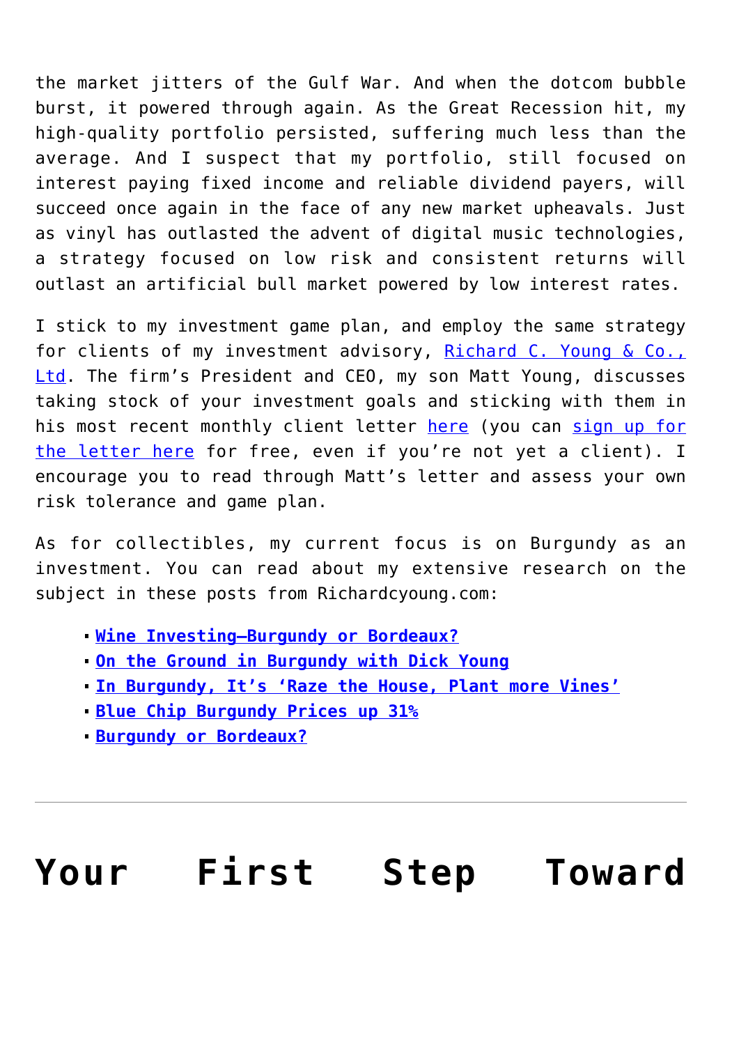the market jitters of the Gulf War. And when the dotcom bubble burst, it powered through again. As the Great Recession hit, my high-quality portfolio persisted, suffering much less than the average. And I suspect that my portfolio, still focused on interest paying fixed income and reliable dividend payers, will succeed once again in the face of any new market upheavals. Just as vinyl has outlasted the advent of digital music technologies, a strategy focused on low risk and consistent returns will outlast an artificial bull market powered by low interest rates.

I stick to my investment game plan, and employ the same strategy for clients of my investment advisory, Richard C. Young & Co., Ltd. The firm's President and CEO, my son Matt Young, discusses taking stock of your investment goals and sticking with them in his most recent monthly client letter here (you can sign up for the letter here for free, even if you're not yet a client). I encourage you to read through Matt's letter and assess your own risk tolerance and game plan.

As for collectibles, my current focus is on Burgundy as an investment. You can read about my extensive research on the subject in these posts from Richardcyoung.com:

- **Wine Investing—Burgundy or Bordeaux?**
- **On the Ground in Burgundy with Dick Young**
- **In Burgundy, It's 'Raze the House, Plant more Vines'**
- **Blue Chip Burgundy Prices up 31%**
- **Burgundy or Bordeaux?**

---

# Your First Step Toward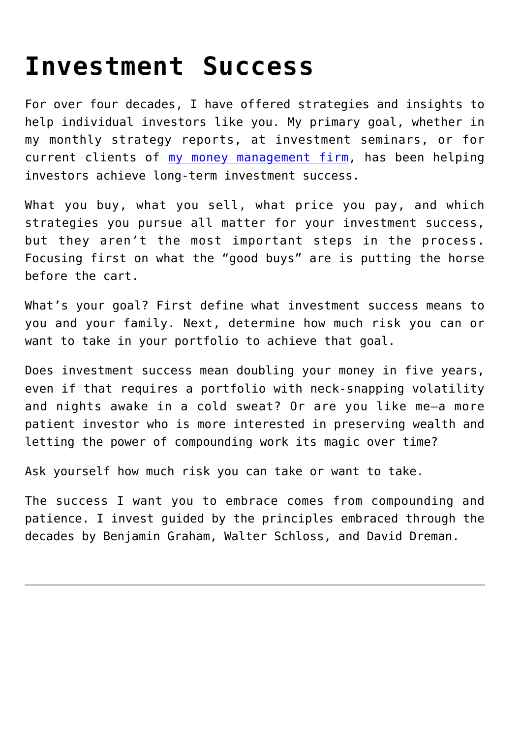# Investment Success

For over four decades, I have offered strategies and insights to help individual investors like you. My primary goal, whether in my monthly strategy reports, at investment seminars, or for current clients of [my money management firm](), has been helping investors achieve long-term investment success.

What you buy, what you sell, what price you pay, and which strategies you pursue all matter for your investment success, but they aren't the most important steps in the process. Focusing first on what the "good buys" are is putting the horse before the cart.

What's your goal? First define what investment success means to you and your family. Next, determine how much risk you can or want to take in your portfolio to achieve that goal.

Does investment success mean doubling your money in five years, even if that requires a portfolio with neck-snapping volatility and nights awake in a cold sweat? Or are you like me—a more patient investor who is more interested in preserving wealth and letting the power of compounding work its magic over time?

Ask yourself how much risk you can take or want to take.

The success I want you to embrace comes from compounding and patience. I invest guided by the principles embraced through the decades by Benjamin Graham, Walter Schloss, and David Dreman.

---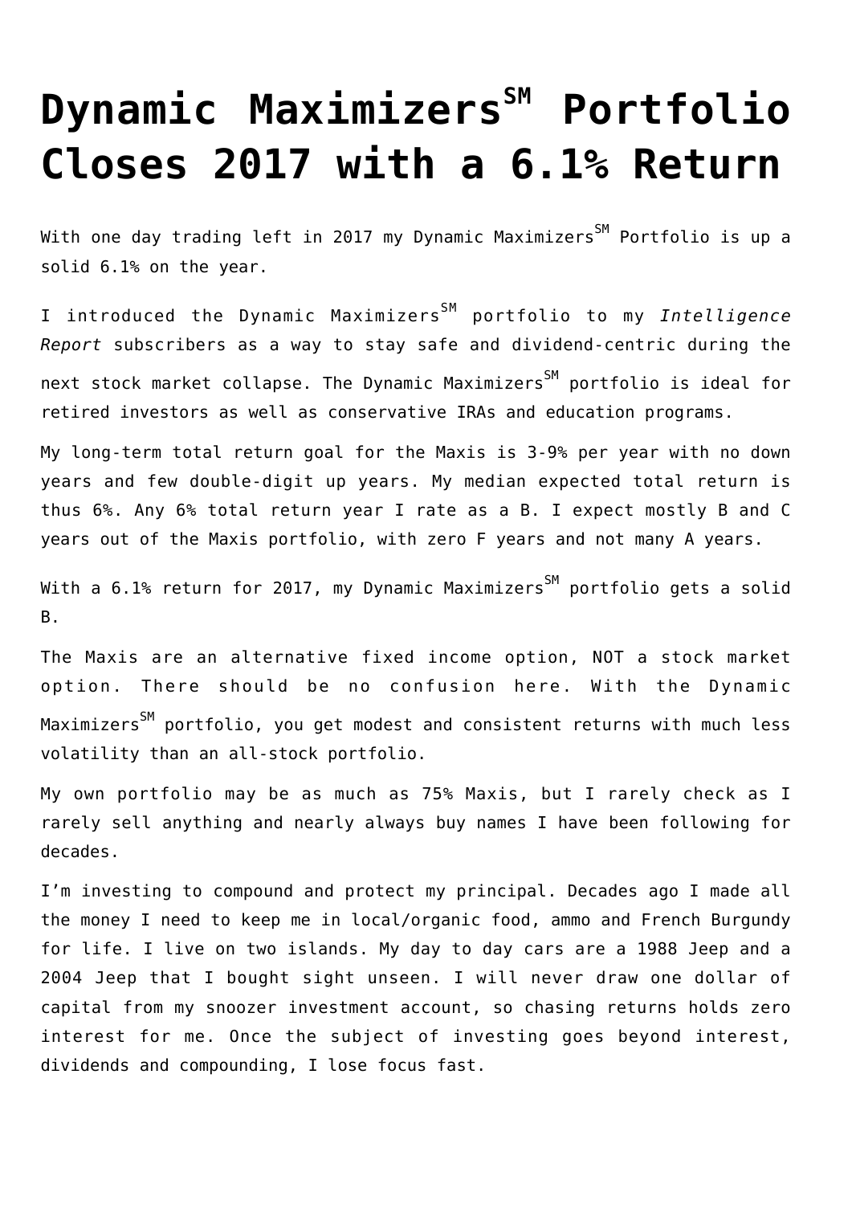# Dynamic Maximizers℠ Portfolio Closes 2017 with a 6.1% Return

With one day trading left in 2017 my Dynamic Maximizers℠ Portfolio is up a solid 6.1% on the year.

I introduced the Dynamic Maximizers℠ portfolio to my *Intelligence Report* subscribers as a way to stay safe and dividend-centric during the next stock market collapse. The Dynamic Maximizers℠ portfolio is ideal for retired investors as well as conservative IRAs and education programs.

My long-term total return goal for the Maxis is 3-9% per year with no down years and few double-digit up years. My median expected total return is thus 6%. Any 6% total return year I rate as a B. I expect mostly B and C years out of the Maxis portfolio, with zero F years and not many A years.

With a 6.1% return for 2017, my Dynamic Maximizers℠ portfolio gets a solid B.

The Maxis are an alternative fixed income option, NOT a stock market option. There should be no confusion here. With the Dynamic Maximizers℠ portfolio, you get modest and consistent returns with much less volatility than an all-stock portfolio.

My own portfolio may be as much as 75% Maxis, but I rarely check as I rarely sell anything and nearly always buy names I have been following for decades.

I'm investing to compound and protect my principal. Decades ago I made all the money I need to keep me in local/organic food, ammo and French Burgundy for life. I live on two islands. My day to day cars are a 1988 Jeep and a 2004 Jeep that I bought sight unseen. I will never draw one dollar of capital from my snoozer investment account, so chasing returns holds zero interest for me. Once the subject of investing goes beyond interest, dividends and compounding, I lose focus fast.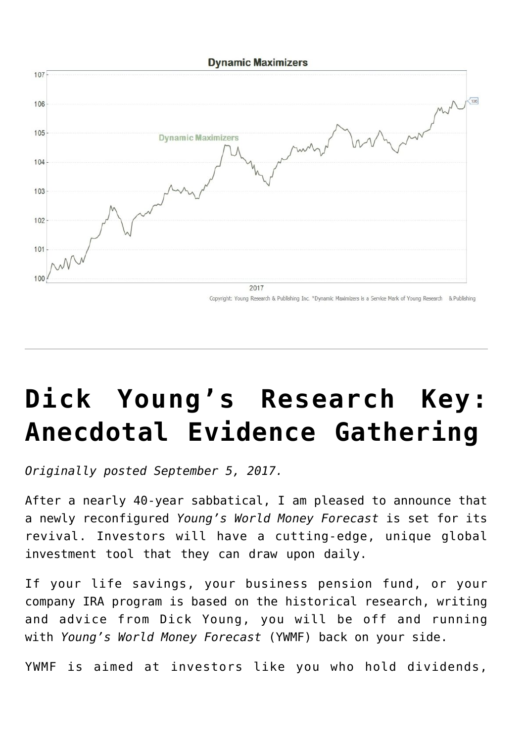# Dick Young's Research Key: Anecdotal Evidence Gathering

*Originally posted September 5, 2017.*

After a nearly 40-year sabbatical, I am pleased to announce that a newly reconfigured *Young's World Money Forecast* is set for its revival. Investors will have a cutting-edge, unique global investment tool that they can draw upon daily.

If your life savings, your business pension fund, or your company IRA program is based on the historical research, writing and advice from Dick Young, you will be off and running with *Young's World Money Forecast* (YWMF) back on your side.

YWMF is aimed at investors like you who hold dividends,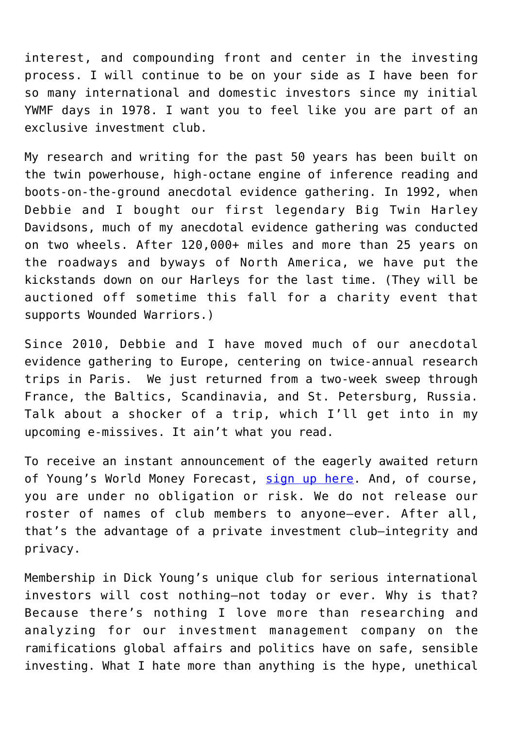interest, and compounding front and center in the investing process. I will continue to be on your side as I have been for so many international and domestic investors since my initial YWMF days in 1978. I want you to feel like you are part of an exclusive investment club.

My research and writing for the past 50 years has been built on the twin powerhouse, high-octane engine of inference reading and boots-on-the-ground anecdotal evidence gathering. In 1992, when Debbie and I bought our first legendary Big Twin Harley Davidsons, much of my anecdotal evidence gathering was conducted on two wheels. After 120,000+ miles and more than 25 years on the roadways and byways of North America, we have put the kickstands down on our Harleys for the last time. (They will be auctioned off sometime this fall for a charity event that supports Wounded Warriors.)

Since 2010, Debbie and I have moved much of our anecdotal evidence gathering to Europe, centering on twice-annual research trips in Paris. We just returned from a two-week sweep through France, the Baltics, Scandinavia, and St. Petersburg, Russia. Talk about a shocker of a trip, which I'll get into in my upcoming e-missives. It ain't what you read.

To receive an instant announcement of the eagerly awaited return of Young's World Money Forecast, sign up here. And, of course, you are under no obligation or risk. We do not release our roster of names of club members to anyone—ever. After all, that's the advantage of a private investment club—integrity and privacy.

Membership in Dick Young's unique club for serious international investors will cost nothing—not today or ever. Why is that? Because there's nothing I love more than researching and analyzing for our investment management company on the ramifications global affairs and politics have on safe, sensible investing. What I hate more than anything is the hype, unethical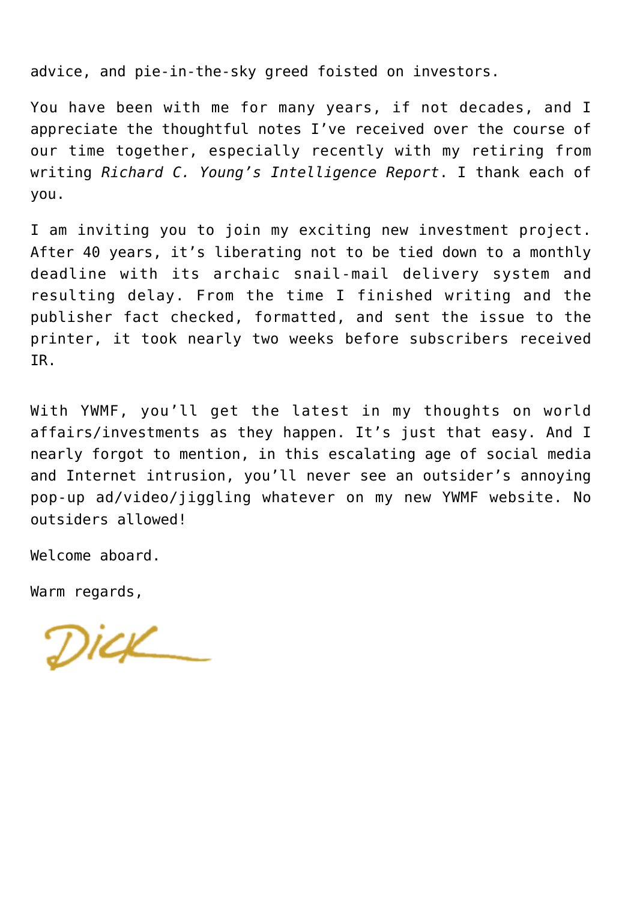advice, and pie-in-the-sky greed foisted on investors.

You have been with me for many years, if not decades, and I appreciate the thoughtful notes I've received over the course of our time together, especially recently with my retiring from writing *Richard C. Young's Intelligence Report*. I thank each of you.

I am inviting you to join my exciting new investment project. After 40 years, it's liberating not to be tied down to a monthly deadline with its archaic snail-mail delivery system and resulting delay. From the time I finished writing and the publisher fact checked, formatted, and sent the issue to the printer, it took nearly two weeks before subscribers received IR.

With YWMF, you'll get the latest in my thoughts on world affairs/investments as they happen. It's just that easy. And I nearly forgot to mention, in this escalating age of social media and Internet intrusion, you'll never see an outsider's annoying pop-up ad/video/jiggling whatever on my new YWMF website. No outsiders allowed!

Welcome aboard.

Warm regards,

Dick